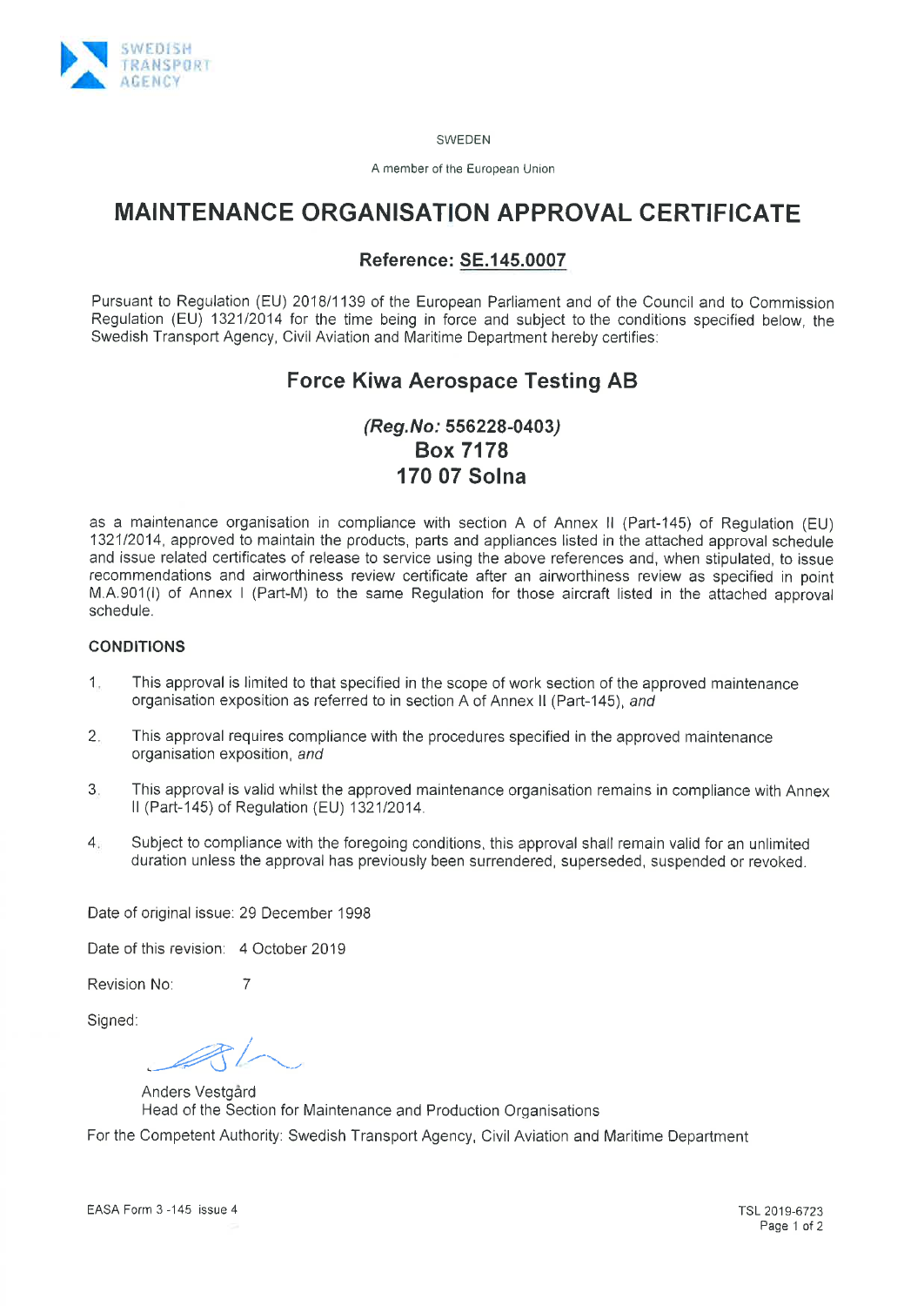SWEDISH TRANSPORT AGENCY

SWEDEN

A member of the European Union

# MAINTENANCE ORGANISATION APPROVAL CERTIFICATE

### Reference: SE.145.0007

Pursuant to Regulation (EU) 2018/1139 of the European Parliament and of the Council and to Commission Regulation (EU) 1321/2014 for the time being in force and subject to the conditions specified below, the Swedish Transport Agency, Civil Aviation and Maritime Department hereby certifies:

## Force Kiwa Aerospace Testing AB

### *(Reg.No:* 556228-0403*)*
### Box 7178
### 170 07 Solna

as a maintenance organisation in compliance with section A of Annex II (Part-145) of Regulation (EU) 1321/2014, approved to maintain the products, parts and appliances listed in the attached approval schedule and issue related certificates of release to service using the above references and, when stipulated, to issue recommendations and airworthiness review certificate after an airworthiness review as specified in point M.A.901(l) of Annex I (Part-M) to the same Regulation for those aircraft listed in the attached approval schedule.

**CONDITIONS**

1. This approval is limited to that specified in the scope of work section of the approved maintenance organisation exposition as referred to in section A of Annex II (Part-145), *and*
2. This approval requires compliance with the procedures specified in the approved maintenance organisation exposition, *and*
3. This approval is valid whilst the approved maintenance organisation remains in compliance with Annex II (Part-145) of Regulation (EU) 1321/2014.
4. Subject to compliance with the foregoing conditions, this approval shall remain valid for an unlimited duration unless the approval has previously been surrendered, superseded, suspended or revoked.

Date of original issue: 29 December 1998

Date of this revision: 4 October 2019

Revision No: 7

Signed:

Anders Vestgård
Head of the Section for Maintenance and Production Organisations

For the Competent Authority: Swedish Transport Agency, Civil Aviation and Maritime Department

EASA Form 3 -145 issue 4

TSL 2019-6723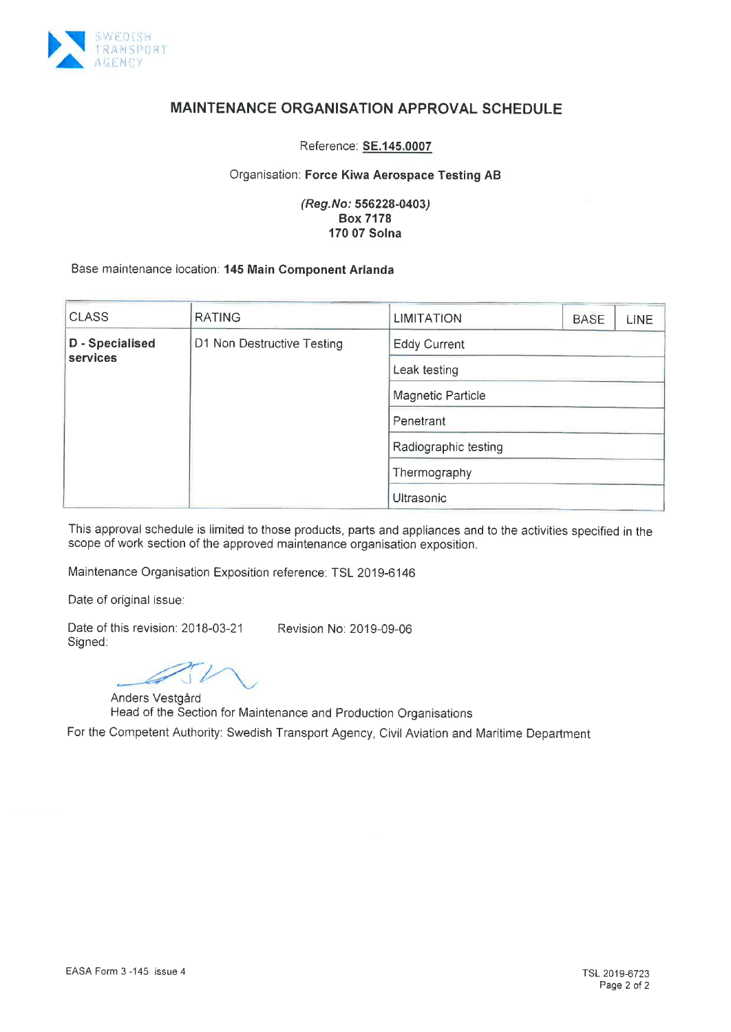SWEDISH TRANSPORT AGENCY

## MAINTENANCE ORGANISATION APPROVAL SCHEDULE

Reference: **SE.145.0007**

Organisation: **Force Kiwa Aerospace Testing AB**

*(Reg.No:* **556228-0403***)*
**Box 7178**
**170 07 Solna**

Base maintenance location: **145 Main Component Arlanda**

| CLASS | RATING | LIMITATION | BASE | LINE |
|---|---|---|---|---|
| **D - Specialised services** | D1 Non Destructive Testing | Eddy Current | | |
| | | Leak testing | | |
| | | Magnetic Particle | | |
| | | Penetrant | | |
| | | Radiographic testing | | |
| | | Thermography | | |
| | | Ultrasonic | | |

This approval schedule is limited to those products, parts and appliances and to the activities specified in the scope of work section of the approved maintenance organisation exposition.

Maintenance Organisation Exposition reference: TSL 2019-6146

Date of original issue:

Date of this revision: 2018-03-21 Revision No: 2019-09-06
Signed:

Anders Vestgård
Head of the Section for Maintenance and Production Organisations

For the Competent Authority: Swedish Transport Agency, Civil Aviation and Maritime Department

EASA Form 3 -145 issue 4

TSL 2019-6723